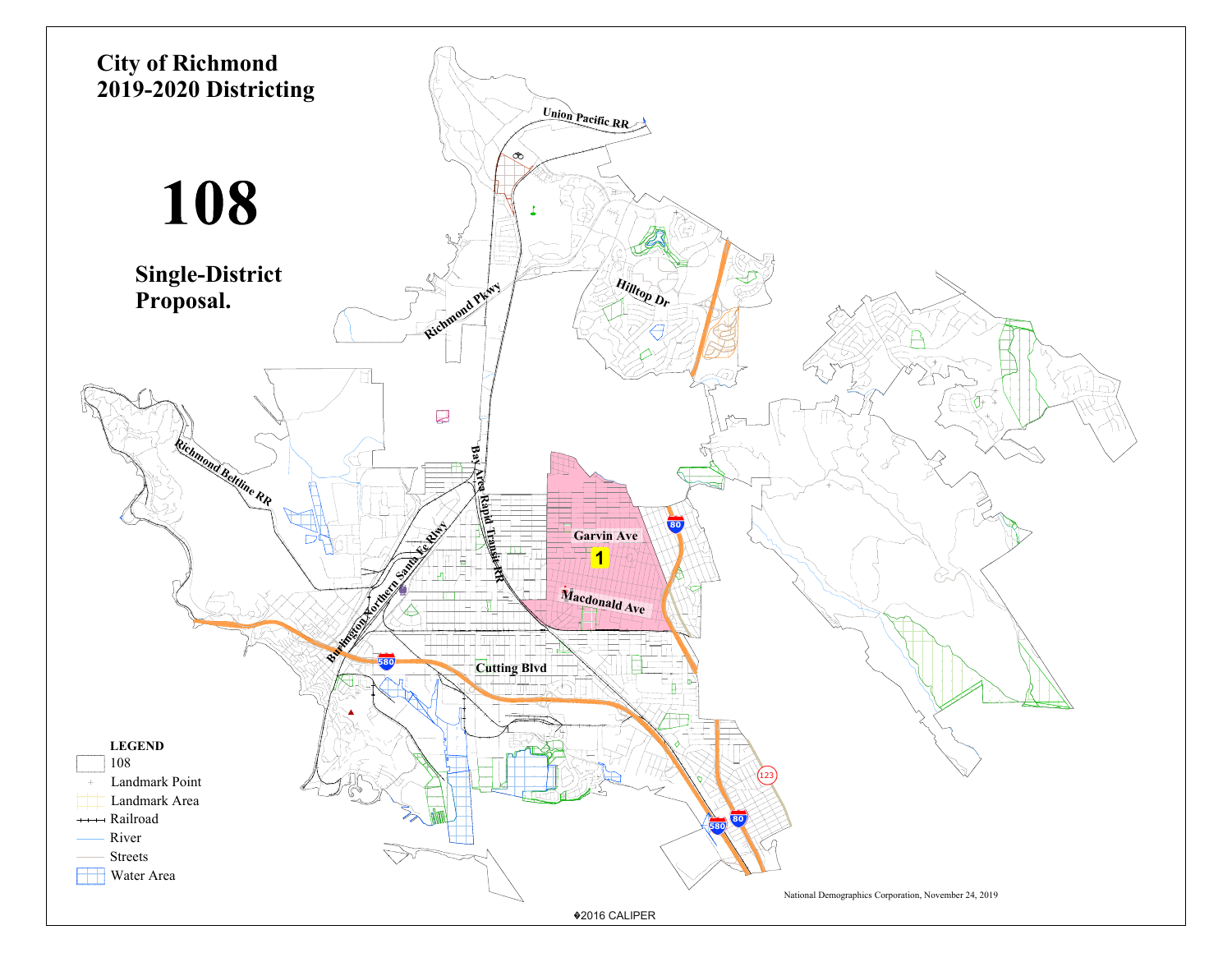# City of Richmond
# 2019-2020 Districting

# 108

## Single-District Proposal.

Union Pacific RR

Richmond Pkwy

Hilltop Dr

Richmond Beltline RR

Bay Area Rapid Transit RR

Burlington Northern Santa Fe Rlwy

Garvin Ave

1

Macdonald Ave

Cutting Blvd

80

580

123

**LEGEND**

- 108
- Landmark Point
- Landmark Area
- Railroad
- River
- Streets
- Water Area

National Demographics Corporation, November 24, 2019

©2016 CALIPER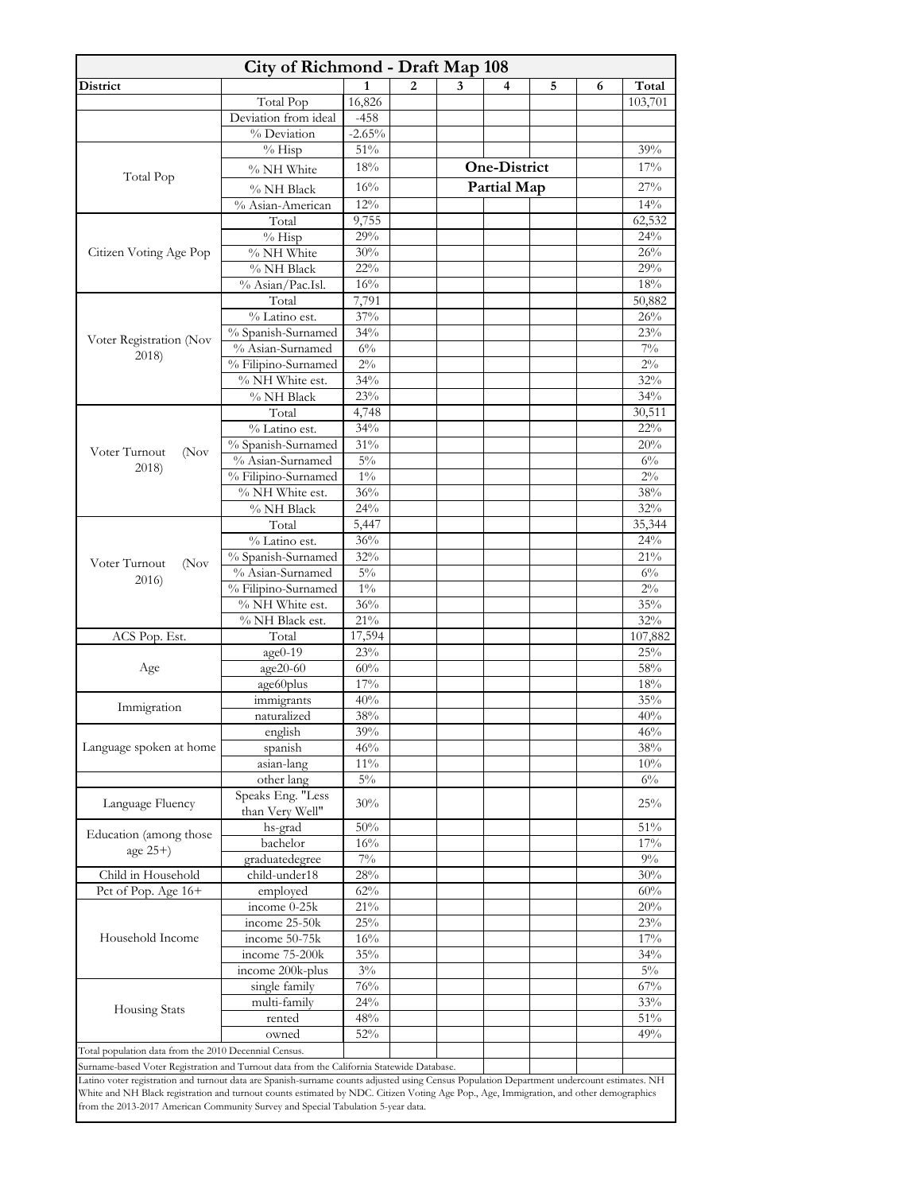## City of Richmond - Draft Map 108

| District | | 1 | 2 | 3 | 4 | 5 | 6 | Total |
|---|---|---|---|---|---|---|---|---|
| | Total Pop | 16,826 | | | | | | 103,701 |
| | Deviation from ideal | -458 | | | | | | |
| | % Deviation | -2.65% | | | | | | |
| Total Pop | % Hisp | 51% | | | | | | 39% |
| | % NH White | 18% | | | **One-District** | | | 17% |
| | % NH Black | 16% | | | **Partial Map** | | | 27% |
| | % Asian-American | 12% | | | | | | 14% |
| Citizen Voting Age Pop | Total | 9,755 | | | | | | 62,532 |
| | % Hisp | 29% | | | | | | 24% |
| | % NH White | 30% | | | | | | 26% |
| | % NH Black | 22% | | | | | | 29% |
| | % Asian/Pac.Isl. | 16% | | | | | | 18% |
| Voter Registration (Nov 2018) | Total | 7,791 | | | | | | 50,882 |
| | % Latino est. | 37% | | | | | | 26% |
| | % Spanish-Surnamed | 34% | | | | | | 23% |
| | % Asian-Surnamed | 6% | | | | | | 7% |
| | % Filipino-Surnamed | 2% | | | | | | 2% |
| | % NH White est. | 34% | | | | | | 32% |
| | % NH Black | 23% | | | | | | 34% |
| Voter Turnout (Nov 2018) | Total | 4,748 | | | | | | 30,511 |
| | % Latino est. | 34% | | | | | | 22% |
| | % Spanish-Surnamed | 31% | | | | | | 20% |
| | % Asian-Surnamed | 5% | | | | | | 6% |
| | % Filipino-Surnamed | 1% | | | | | | 2% |
| | % NH White est. | 36% | | | | | | 38% |
| | % NH Black | 24% | | | | | | 32% |
| Voter Turnout (Nov 2016) | Total | 5,447 | | | | | | 35,344 |
| | % Latino est. | 36% | | | | | | 24% |
| | % Spanish-Surnamed | 32% | | | | | | 21% |
| | % Asian-Surnamed | 5% | | | | | | 6% |
| | % Filipino-Surnamed | 1% | | | | | | 2% |
| | % NH White est. | 36% | | | | | | 35% |
| | % NH Black est. | 21% | | | | | | 32% |
| ACS Pop. Est. | Total | 17,594 | | | | | | 107,882 |
| Age | age0-19 | 23% | | | | | | 25% |
| | age20-60 | 60% | | | | | | 58% |
| | age60plus | 17% | | | | | | 18% |
| Immigration | immigrants | 40% | | | | | | 35% |
| | naturalized | 38% | | | | | | 40% |
| Language spoken at home | english | 39% | | | | | | 46% |
| | spanish | 46% | | | | | | 38% |
| | asian-lang | 11% | | | | | | 10% |
| | other lang | 5% | | | | | | 6% |
| Language Fluency | Speaks Eng. "Less than Very Well" | 30% | | | | | | 25% |
| Education (among those age 25+) | hs-grad | 50% | | | | | | 51% |
| | bachelor | 16% | | | | | | 17% |
| | graduatedegree | 7% | | | | | | 9% |
| Child in Household | child-under18 | 28% | | | | | | 30% |
| Pct of Pop. Age 16+ | employed | 62% | | | | | | 60% |
| Household Income | income 0-25k | 21% | | | | | | 20% |
| | income 25-50k | 25% | | | | | | 23% |
| | income 50-75k | 16% | | | | | | 17% |
| | income 75-200k | 35% | | | | | | 34% |
| | income 200k-plus | 3% | | | | | | 5% |
| Housing Stats | single family | 76% | | | | | | 67% |
| | multi-family | 24% | | | | | | 33% |
| | rented | 48% | | | | | | 51% |
| | owned | 52% | | | | | | 49% |

Total population data from the 2010 Decennial Census.

Surname-based Voter Registration and Turnout data from the California Statewide Database.

Latino voter registration and turnout data are Spanish-surname counts adjusted using Census Population Department undercount estimates. NH White and NH Black registration and turnout counts estimated by NDC. Citizen Voting Age Pop., Age, Immigration, and other demographics from the 2013-2017 American Community Survey and Special Tabulation 5-year data.